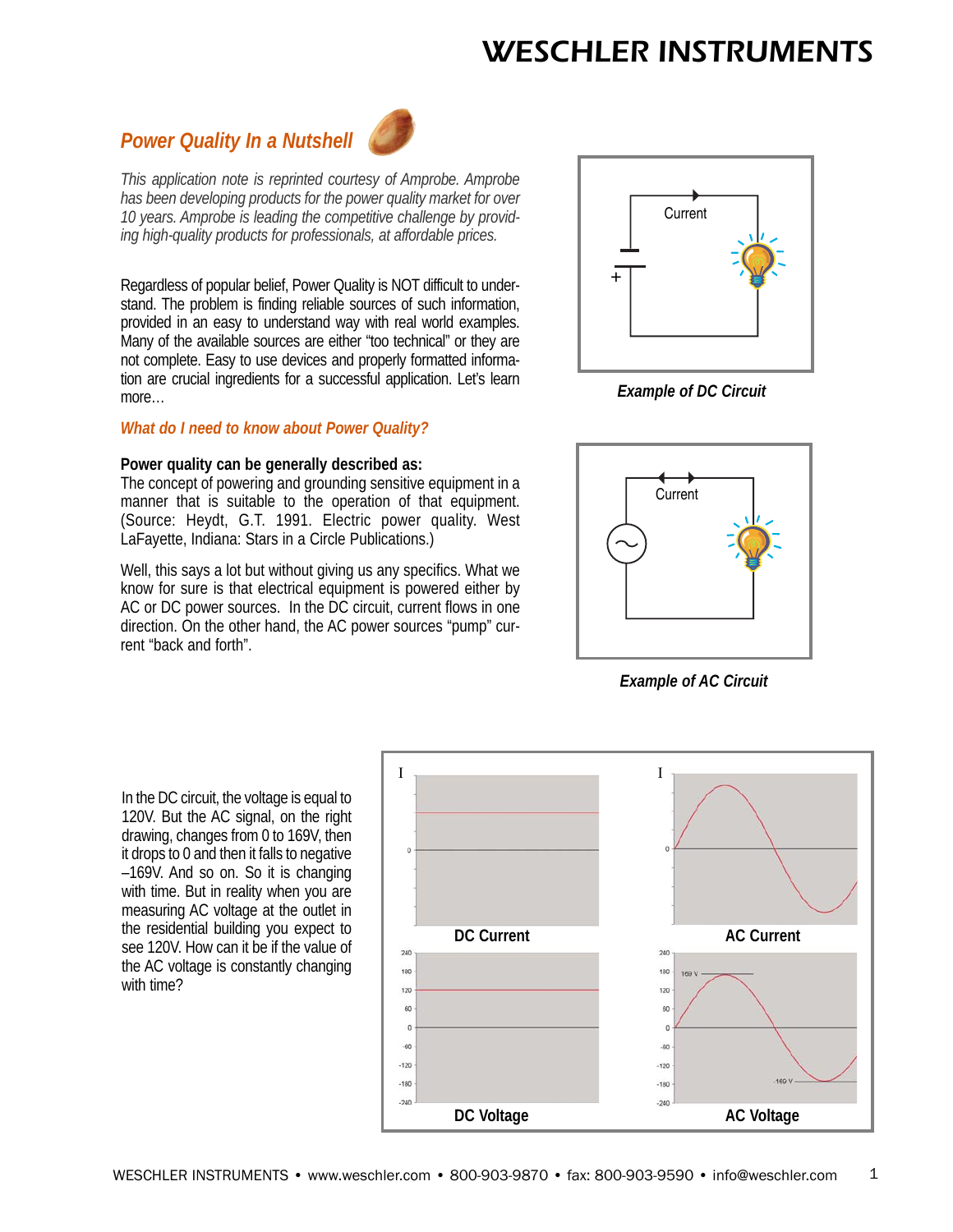## *Power Quality In a Nutshell*

*This application note is reprinted courtesy of Amprobe. Amprobe has been developing products for the power quality market for over 10 years. Amprobe is leading the competitive challenge by providing high-quality products for professionals, at affordable prices.*

Regardless of popular belief, Power Quality is NOT difficult to understand. The problem is finding reliable sources of such information, provided in an easy to understand way with real world examples. Many of the available sources are either "too technical" or they are not complete. Easy to use devices and properly formatted information are crucial ingredients for a successful application. Let's learn more…

### *What do I need to know about Power Quality?*

**Power quality can be generally described as:**
The concept of powering and grounding sensitive equipment in a manner that is suitable to the operation of that equipment. (Source: Heydt, G.T. 1991. Electric power quality. West LaFayette, Indiana: Stars in a Circle Publications.)

Well, this says a lot but without giving us any specifics. What we know for sure is that electrical equipment is powered either by AC or DC power sources. In the DC circuit, current flows in one direction. On the other hand, the AC power sources "pump" current "back and forth".

***Example of DC Circuit***

***Example of AC Circuit***

In the DC circuit, the voltage is equal to 120V. But the AC signal, on the right drawing, changes from 0 to 169V, then it drops to 0 and then it falls to negative –169V. And so on. So it is changing with time. But in reality when you are measuring AC voltage at the outlet in the residential building you expect to see 120V. How can it be if the value of the AC voltage is constantly changing with time?

**DC Current** **AC Current**

**DC Voltage** **AC Voltage**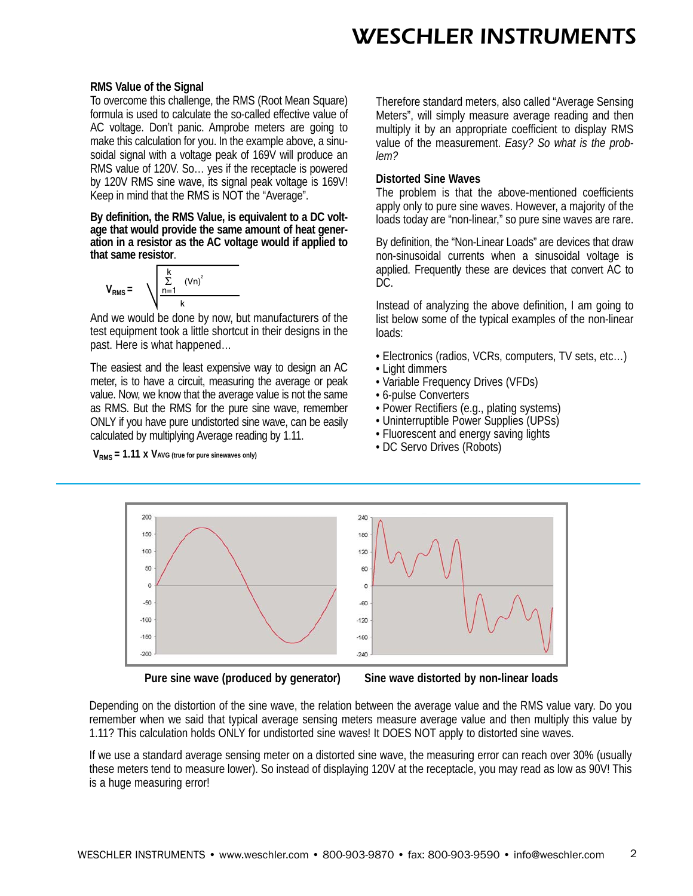### RMS Value of the Signal

To overcome this challenge, the RMS (Root Mean Square) formula is used to calculate the so-called effective value of AC voltage. Don't panic. Amprobe meters are going to make this calculation for you. In the example above, a sinusoidal signal with a voltage peak of 169V will produce an RMS value of 120V. So… yes if the receptacle is powered by 120V RMS sine wave, its signal peak voltage is 169V! Keep in mind that the RMS is NOT the "Average".

**By definition, the RMS Value, is equivalent to a DC voltage that would provide the same amount of heat generation in a resistor as the AC voltage would if applied to that same resistor**.

$$V_{RMS} = \sqrt{\frac{\sum_{n=1}^{k} (Vn)^2}{k}}$$

And we would be done by now, but manufacturers of the test equipment took a little shortcut in their designs in the past. Here is what happened…

The easiest and the least expensive way to design an AC meter, is to have a circuit, measuring the average or peak value. Now, we know that the average value is not the same as RMS. But the RMS for the pure sine wave, remember ONLY if you have pure undistorted sine wave, can be easily calculated by multiplying Average reading by 1.11.

$V_{RMS} = 1.11 \times V_{AVG}$ **(true for pure sinewaves only)**

Therefore standard meters, also called "Average Sensing Meters", will simply measure average reading and then multiply it by an appropriate coefficient to display RMS value of the measurement. *Easy? So what is the problem?*

### Distorted Sine Waves

The problem is that the above-mentioned coefficients apply only to pure sine waves. However, a majority of the loads today are "non-linear," so pure sine waves are rare.

By definition, the "Non-Linear Loads" are devices that draw non-sinusoidal currents when a sinusoidal voltage is applied. Frequently these are devices that convert AC to DC.

Instead of analyzing the above definition, I am going to list below some of the typical examples of the non-linear loads:

- Electronics (radios, VCRs, computers, TV sets, etc…)
- Light dimmers
- Variable Frequency Drives (VFDs)
- 6-pulse Converters
- Power Rectifiers (e.g., plating systems)
- Uninterruptible Power Supplies (UPSs)
- Fluorescent and energy saving lights
- DC Servo Drives (Robots)

**Pure sine wave (produced by generator)** **Sine wave distorted by non-linear loads**

Depending on the distortion of the sine wave, the relation between the average value and the RMS value vary. Do you remember when we said that typical average sensing meters measure average value and then multiply this value by 1.11? This calculation holds ONLY for undistorted sine waves! It DOES NOT apply to distorted sine waves.

If we use a standard average sensing meter on a distorted sine wave, the measuring error can reach over 30% (usually these meters tend to measure lower). So instead of displaying 120V at the receptacle, you may read as low as 90V! This is a huge measuring error!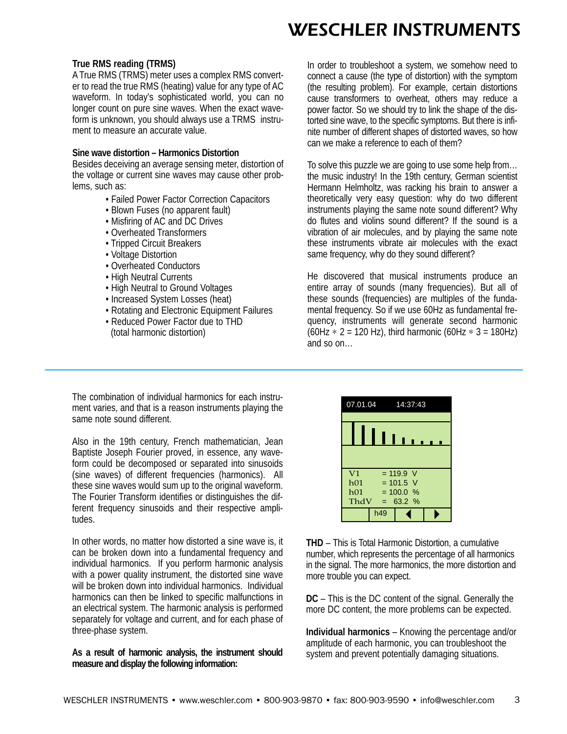**True RMS reading (TRMS)**

A True RMS (TRMS) meter uses a complex RMS converter to read the true RMS (heating) value for any type of AC waveform. In today's sophisticated world, you can no longer count on pure sine waves. When the exact waveform is unknown, you should always use a TRMS instrument to measure an accurate value.

**Sine wave distortion – Harmonics Distortion**

Besides deceiving an average sensing meter, distortion of the voltage or current sine waves may cause other problems, such as:

- Failed Power Factor Correction Capacitors
- Blown Fuses (no apparent fault)
- Misfiring of AC and DC Drives
- Overheated Transformers
- Tripped Circuit Breakers
- Voltage Distortion
- Overheated Conductors
- High Neutral Currents
- High Neutral to Ground Voltages
- Increased System Losses (heat)
- Rotating and Electronic Equipment Failures
- Reduced Power Factor due to THD (total harmonic distortion)

In order to troubleshoot a system, we somehow need to connect a cause (the type of distortion) with the symptom (the resulting problem). For example, certain distortions cause transformers to overheat, others may reduce a power factor. So we should try to link the shape of the distorted sine wave, to the specific symptoms. But there is infinite number of different shapes of distorted waves, so how can we make a reference to each of them?

To solve this puzzle we are going to use some help from… the music industry! In the 19th century, German scientist Hermann Helmholtz, was racking his brain to answer a theoretically very easy question: why do two different instruments playing the same note sound different? Why do flutes and violins sound different? If the sound is a vibration of air molecules, and by playing the same note these instruments vibrate air molecules with the exact same frequency, why do they sound different?

He discovered that musical instruments produce an entire array of sounds (many frequencies). But all of these sounds (frequencies) are multiples of the fundamental frequency. So if we use 60Hz as fundamental frequency, instruments will generate second harmonic (60Hz ∗ 2 = 120 Hz), third harmonic (60Hz ∗ 3 = 180Hz) and so on…

The combination of individual harmonics for each instrument varies, and that is a reason instruments playing the same note sound different.

Also in the 19th century, French mathematician, Jean Baptiste Joseph Fourier proved, in essence, any waveform could be decomposed or separated into sinusoids (sine waves) of different frequencies (harmonics). All these sine waves would sum up to the original waveform. The Fourier Transform identifies or distinguishes the different frequency sinusoids and their respective amplitudes.

In other words, no matter how distorted a sine wave is, it can be broken down into a fundamental frequency and individual harmonics. If you perform harmonic analysis with a power quality instrument, the distorted sine wave will be broken down into individual harmonics. Individual harmonics can then be linked to specific malfunctions in an electrical system. The harmonic analysis is performed separately for voltage and current, and for each phase of three-phase system.

**As a result of harmonic analysis, the instrument should measure and display the following information:**

07.01.04 14:37:43

V1 = 119.9 V
h01 = 101.5 V
h01 = 100.0 %
ThdV = 63.2 %

h49

**THD** – This is Total Harmonic Distortion, a cumulative number, which represents the percentage of all harmonics in the signal. The more harmonics, the more distortion and more trouble you can expect.

**DC** – This is the DC content of the signal. Generally the more DC content, the more problems can be expected.

**Individual harmonics** – Knowing the percentage and/or amplitude of each harmonic, you can troubleshoot the system and prevent potentially damaging situations.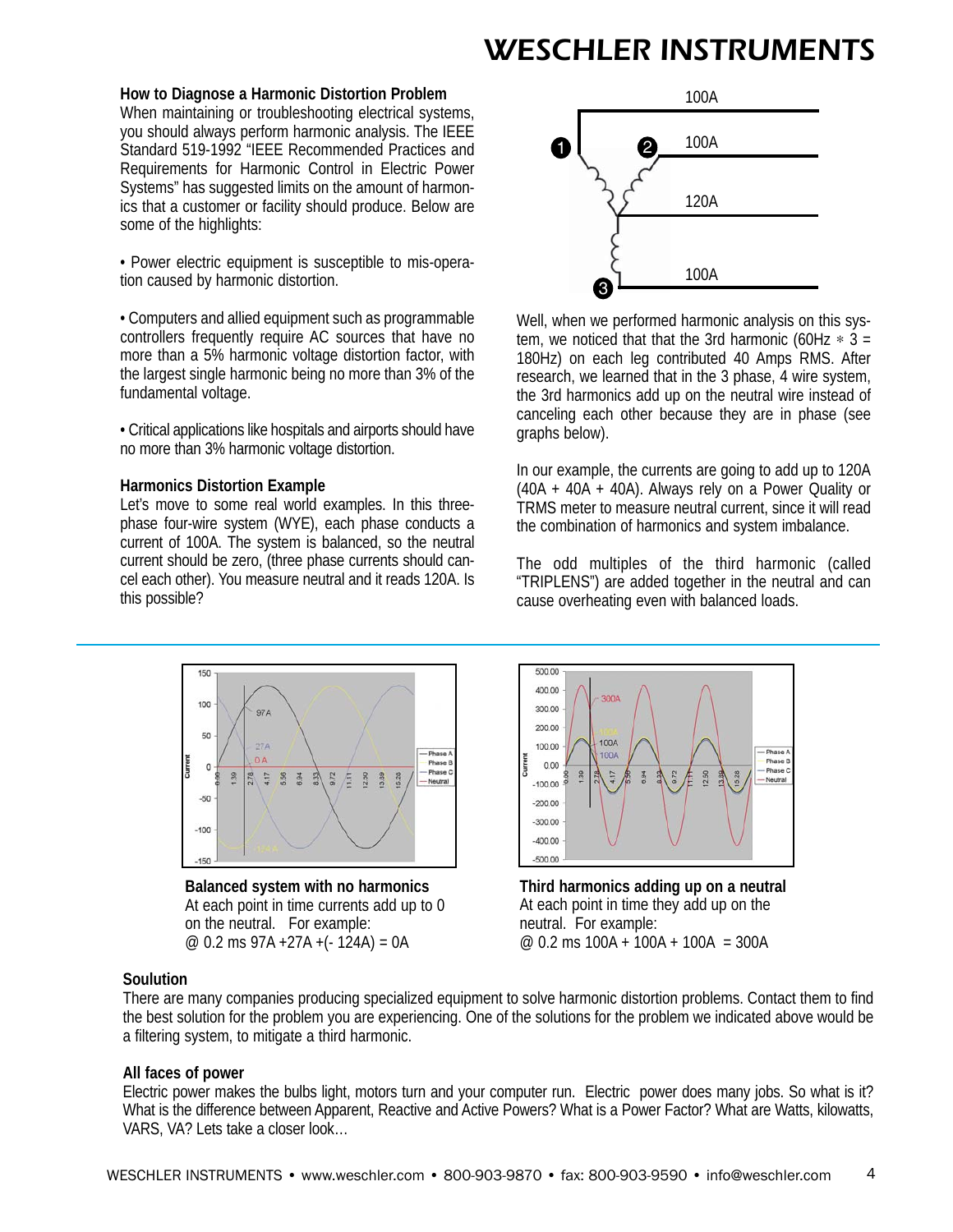### How to Diagnose a Harmonic Distortion Problem

When maintaining or troubleshooting electrical systems, you should always perform harmonic analysis. The IEEE Standard 519-1992 "IEEE Recommended Practices and Requirements for Harmonic Control in Electric Power Systems" has suggested limits on the amount of harmonics that a customer or facility should produce. Below are some of the highlights:

- Power electric equipment is susceptible to mis-operation caused by harmonic distortion.
- Computers and allied equipment such as programmable controllers frequently require AC sources that have no more than a 5% harmonic voltage distortion factor, with the largest single harmonic being no more than 3% of the fundamental voltage.
- Critical applications like hospitals and airports should have no more than 3% harmonic voltage distortion.

### Harmonics Distortion Example

Let's move to some real world examples. In this three-phase four-wire system (WYE), each phase conducts a current of 100A. The system is balanced, so the neutral current should be zero, (three phase currents should cancel each other). You measure neutral and it reads 120A. Is this possible?

Well, when we performed harmonic analysis on this system, we noticed that that the 3rd harmonic ($60Hz * 3 = 180Hz$) on each leg contributed 40 Amps RMS. After research, we learned that in the 3 phase, 4 wire system, the 3rd harmonics add up on the neutral wire instead of canceling each other because they are in phase (see graphs below).

In our example, the currents are going to add up to 120A (40A + 40A + 40A). Always rely on a Power Quality or TRMS meter to measure neutral current, since it will read the combination of harmonics and system imbalance.

The odd multiples of the third harmonic (called "TRIPLENS") are added together in the neutral and can cause overheating even with balanced loads.

**Balanced system with no harmonics**
At each point in time currents add up to 0 on the neutral. For example:
@ 0.2 ms 97A +27A +(- 124A) = 0A

**Third harmonics adding up on a neutral**
At each point in time they add up on the neutral. For example:
@ 0.2 ms 100A + 100A + 100A = 300A

### Soulution

There are many companies producing specialized equipment to solve harmonic distortion problems. Contact them to find the best solution for the problem you are experiencing. One of the solutions for the problem we indicated above would be a filtering system, to mitigate a third harmonic.

### All faces of power

Electric power makes the bulbs light, motors turn and your computer run. Electric power does many jobs. So what is it? What is the difference between Apparent, Reactive and Active Powers? What is a Power Factor? What are Watts, kilowatts, VARS, VA? Lets take a closer look…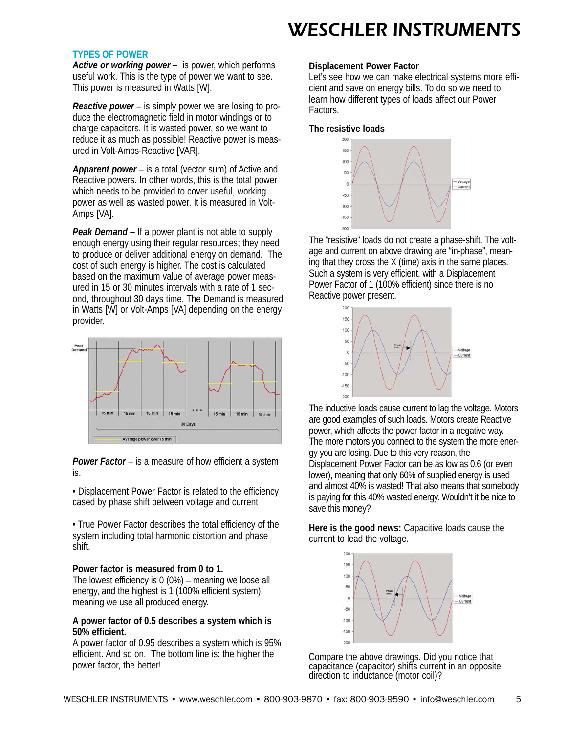## TYPES OF POWER

***Active or working power*** – is power, which performs useful work. This is the type of power we want to see. This power is measured in Watts [W].

***Reactive power*** – is simply power we are losing to produce the electromagnetic field in motor windings or to charge capacitors. It is wasted power, so we want to reduce it as much as possible! Reactive power is measured in Volt-Amps-Reactive [VAR].

***Apparent power*** – is a total (vector sum) of Active and Reactive powers. In other words, this is the total power which needs to be provided to cover useful, working power as well as wasted power. It is measured in Volt-Amps [VA].

***Peak Demand*** – If a power plant is not able to supply enough energy using their regular resources; they need to produce or deliver additional energy on demand. The cost of such energy is higher. The cost is calculated based on the maximum value of average power measured in 15 or 30 minutes intervals with a rate of 1 second, throughout 30 days time. The Demand is measured in Watts [W] or Volt-Amps [VA] depending on the energy provider.

***Power Factor*** – is a measure of how efficient a system is.

- Displacement Power Factor is related to the efficiency cased by phase shift between voltage and current
- True Power Factor describes the total efficiency of the system including total harmonic distortion and phase shift.

**Power factor is measured from 0 to 1.**
The lowest efficiency is 0 (0%) – meaning we loose all energy, and the highest is 1 (100% efficient system), meaning we use all produced energy.

**A power factor of 0.5 describes a system which is 50% efficient.**
A power factor of 0.95 describes a system which is 95% efficient. And so on. The bottom line is: the higher the power factor, the better!

**Displacement Power Factor**
Let's see how we can make electrical systems more efficient and save on energy bills. To do so we need to learn how different types of loads affect our Power Factors.

**The resistive loads**

The "resistive" loads do not create a phase-shift. The voltage and current on above drawing are "in-phase", meaning that they cross the X (time) axis in the same places. Such a system is very efficient, with a Displacement Power Factor of 1 (100% efficient) since there is no Reactive power present.

The inductive loads cause current to lag the voltage. Motors are good examples of such loads. Motors create Reactive power, which affects the power factor in a negative way. The more motors you connect to the system the more energy you are losing. Due to this very reason, the Displacement Power Factor can be as low as 0.6 (or even lower), meaning that only 60% of supplied energy is used and almost 40% is wasted! That also means that somebody is paying for this 40% wasted energy. Wouldn't it be nice to save this money?

**Here is the good news:** Capacitive loads cause the current to lead the voltage.

Compare the above drawings. Did you notice that capacitance (capacitor) shifts current in an opposite direction to inductance (motor coil)?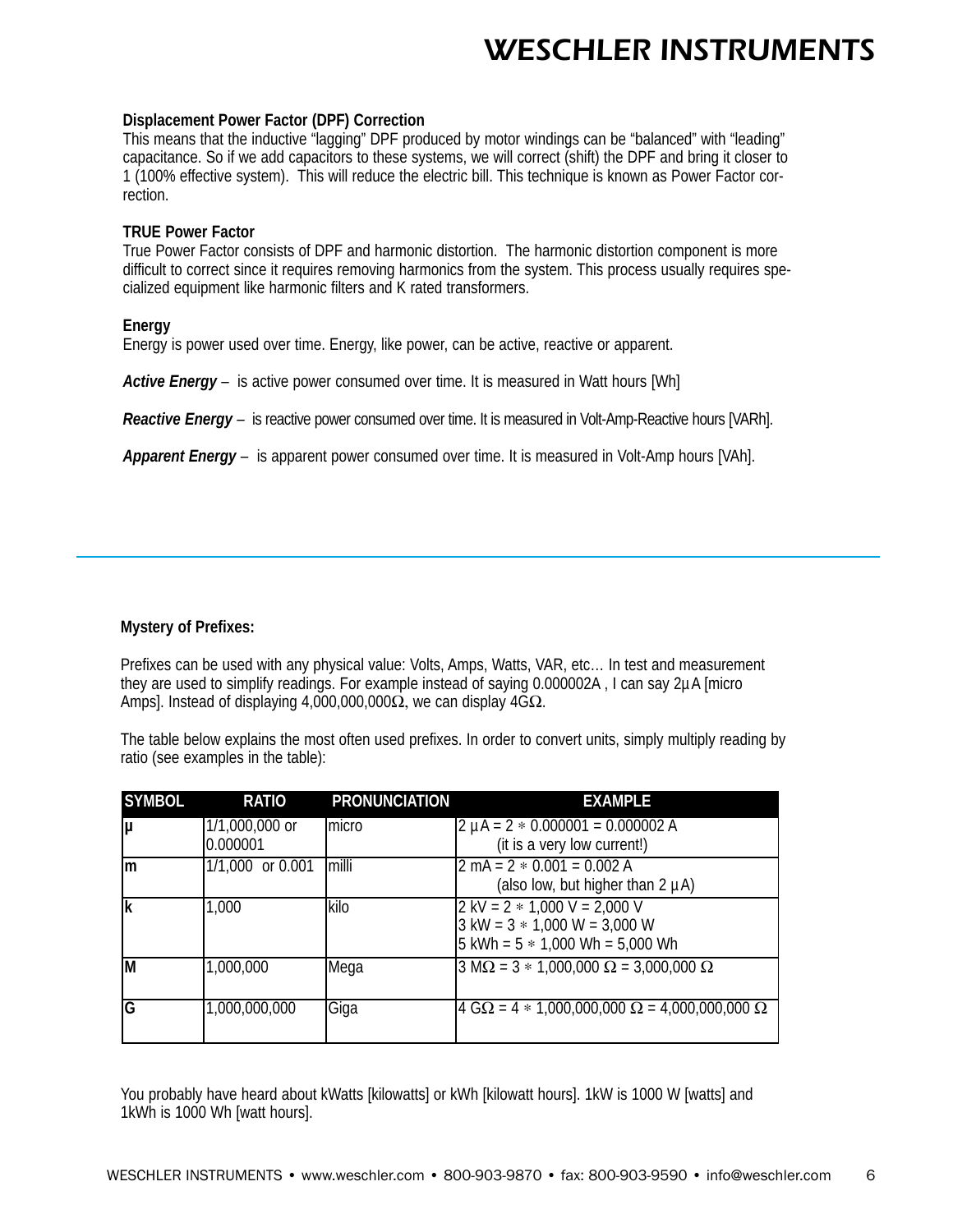**Displacement Power Factor (DPF) Correction**

This means that the inductive "lagging" DPF produced by motor windings can be "balanced" with "leading" capacitance. So if we add capacitors to these systems, we will correct (shift) the DPF and bring it closer to 1 (100% effective system). This will reduce the electric bill. This technique is known as Power Factor correction.

**TRUE Power Factor**

True Power Factor consists of DPF and harmonic distortion. The harmonic distortion component is more difficult to correct since it requires removing harmonics from the system. This process usually requires specialized equipment like harmonic filters and K rated transformers.

**Energy**

Energy is power used over time. Energy, like power, can be active, reactive or apparent.

***Active Energy*** – is active power consumed over time. It is measured in Watt hours [Wh]

***Reactive Energy*** – is reactive power consumed over time. It is measured in Volt-Amp-Reactive hours [VARh].

***Apparent Energy*** – is apparent power consumed over time. It is measured in Volt-Amp hours [VAh].

---

**Mystery of Prefixes:**

Prefixes can be used with any physical value: Volts, Amps, Watts, VAR, etc… In test and measurement they are used to simplify readings. For example instead of saying 0.000002A , I can say 2µA [micro Amps]. Instead of displaying 4,000,000,000Ω, we can display 4GΩ.

The table below explains the most often used prefixes. In order to convert units, simply multiply reading by ratio (see examples in the table):

| SYMBOL | RATIO | PRONUNCIATION | EXAMPLE |
|---|---|---|---|
| **µ** | 1/1,000,000 or 0.000001 | micro | 2 µA = 2 ∗ 0.000001 = 0.000002 A (it is a very low current!) |
| **m** | 1/1,000 or 0.001 | milli | 2 mA = 2 ∗ 0.001 = 0.002 A (also low, but higher than 2 µA) |
| **k** | 1,000 | kilo | 2 kV = 2 ∗ 1,000 V = 2,000 V<br>3 kW = 3 ∗ 1,000 W = 3,000 W<br>5 kWh = 5 ∗ 1,000 Wh = 5,000 Wh |
| **M** | 1,000,000 | Mega | 3 MΩ = 3 ∗ 1,000,000 Ω = 3,000,000 Ω |
| **G** | 1,000,000,000 | Giga | 4 GΩ = 4 ∗ 1,000,000,000 Ω = 4,000,000,000 Ω |

You probably have heard about kWatts [kilowatts] or kWh [kilowatt hours]. 1kW is 1000 W [watts] and 1kWh is 1000 Wh [watt hours].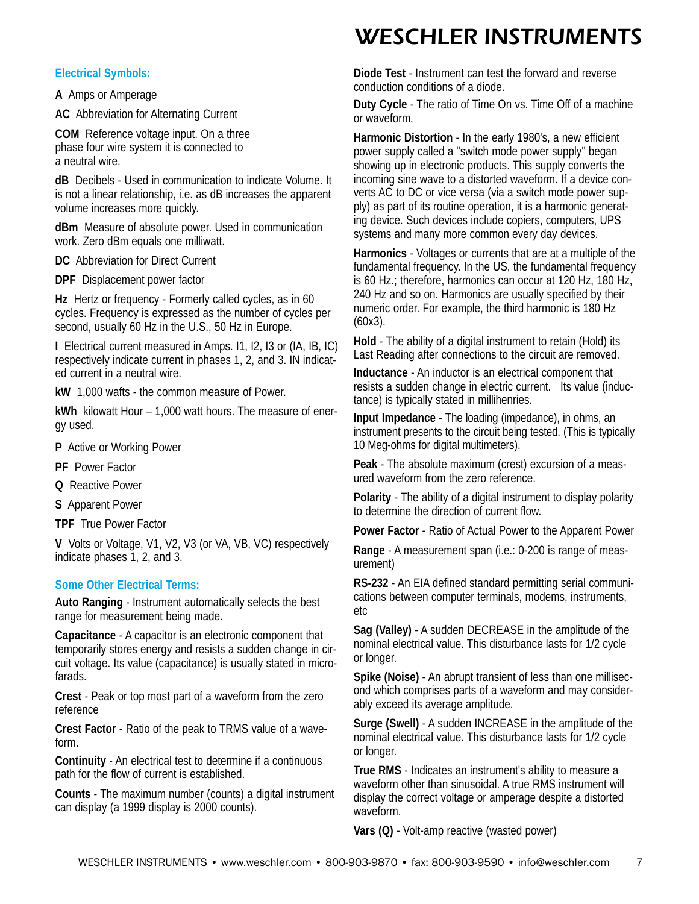# WESCHLER INSTRUMENTS

## Electrical Symbols:

**A** Amps or Amperage

**AC** Abbreviation for Alternating Current

**COM** Reference voltage input. On a three phase four wire system it is connected to a neutral wire.

**dB** Decibels - Used in communication to indicate Volume. It is not a linear relationship, i.e. as dB increases the apparent volume increases more quickly.

**dBm** Measure of absolute power. Used in communication work. Zero dBm equals one milliwatt.

**DC** Abbreviation for Direct Current

**DPF** Displacement power factor

**Hz** Hertz or frequency - Formerly called cycles, as in 60 cycles. Frequency is expressed as the number of cycles per second, usually 60 Hz in the U.S., 50 Hz in Europe.

**I** Electrical current measured in Amps. I1, I2, I3 or (IA, IB, IC) respectively indicate current in phases 1, 2, and 3. IN indicated current in a neutral wire.

**kW** 1,000 wafts - the common measure of Power.

**kWh** kilowatt Hour – 1,000 watt hours. The measure of energy used.

**P** Active or Working Power

**PF** Power Factor

**Q** Reactive Power

**S** Apparent Power

**TPF** True Power Factor

**V** Volts or Voltage, V1, V2, V3 (or VA, VB, VC) respectively indicate phases 1, 2, and 3.

## Some Other Electrical Terms:

**Auto Ranging** - Instrument automatically selects the best range for measurement being made.

**Capacitance** - A capacitor is an electronic component that temporarily stores energy and resists a sudden change in circuit voltage. Its value (capacitance) is usually stated in microfarads.

**Crest** - Peak or top most part of a waveform from the zero reference

**Crest Factor** - Ratio of the peak to TRMS value of a waveform.

**Continuity** - An electrical test to determine if a continuous path for the flow of current is established.

**Counts** - The maximum number (counts) a digital instrument can display (a 1999 display is 2000 counts).

**Diode Test** - Instrument can test the forward and reverse conduction conditions of a diode.

**Duty Cycle** - The ratio of Time On vs. Time Off of a machine or waveform.

**Harmonic Distortion** - In the early 1980's, a new efficient power supply called a "switch mode power supply" began showing up in electronic products. This supply converts the incoming sine wave to a distorted waveform. If a device converts AC to DC or vice versa (via a switch mode power supply) as part of its routine operation, it is a harmonic generating device. Such devices include copiers, computers, UPS systems and many more common every day devices.

**Harmonics** - Voltages or currents that are at a multiple of the fundamental frequency. In the US, the fundamental frequency is 60 Hz.; therefore, harmonics can occur at 120 Hz, 180 Hz, 240 Hz and so on. Harmonics are usually specified by their numeric order. For example, the third harmonic is 180 Hz (60x3).

**Hold** - The ability of a digital instrument to retain (Hold) its Last Reading after connections to the circuit are removed.

**Inductance** - An inductor is an electrical component that resists a sudden change in electric current. Its value (inductance) is typically stated in millihenries.

**Input Impedance** - The loading (impedance), in ohms, an instrument presents to the circuit being tested. (This is typically 10 Meg-ohms for digital multimeters).

**Peak** - The absolute maximum (crest) excursion of a measured waveform from the zero reference.

**Polarity** - The ability of a digital instrument to display polarity to determine the direction of current flow.

**Power Factor** - Ratio of Actual Power to the Apparent Power

**Range** - A measurement span (i.e.: 0-200 is range of measurement)

**RS-232** - An EIA defined standard permitting serial communications between computer terminals, modems, instruments, etc

**Sag (Valley)** - A sudden DECREASE in the amplitude of the nominal electrical value. This disturbance lasts for 1/2 cycle or longer.

**Spike (Noise)** - An abrupt transient of less than one millisecond which comprises parts of a waveform and may considerably exceed its average amplitude.

**Surge (Swell)** - A sudden INCREASE in the amplitude of the nominal electrical value. This disturbance lasts for 1/2 cycle or longer.

**True RMS** - Indicates an instrument's ability to measure a waveform other than sinusoidal. A true RMS instrument will display the correct voltage or amperage despite a distorted waveform.

**Vars (Q)** - Volt-amp reactive (wasted power)

WESCHLER INSTRUMENTS • www.weschler.com • 800-903-9870 • fax: 800-903-9590 • info@weschler.com